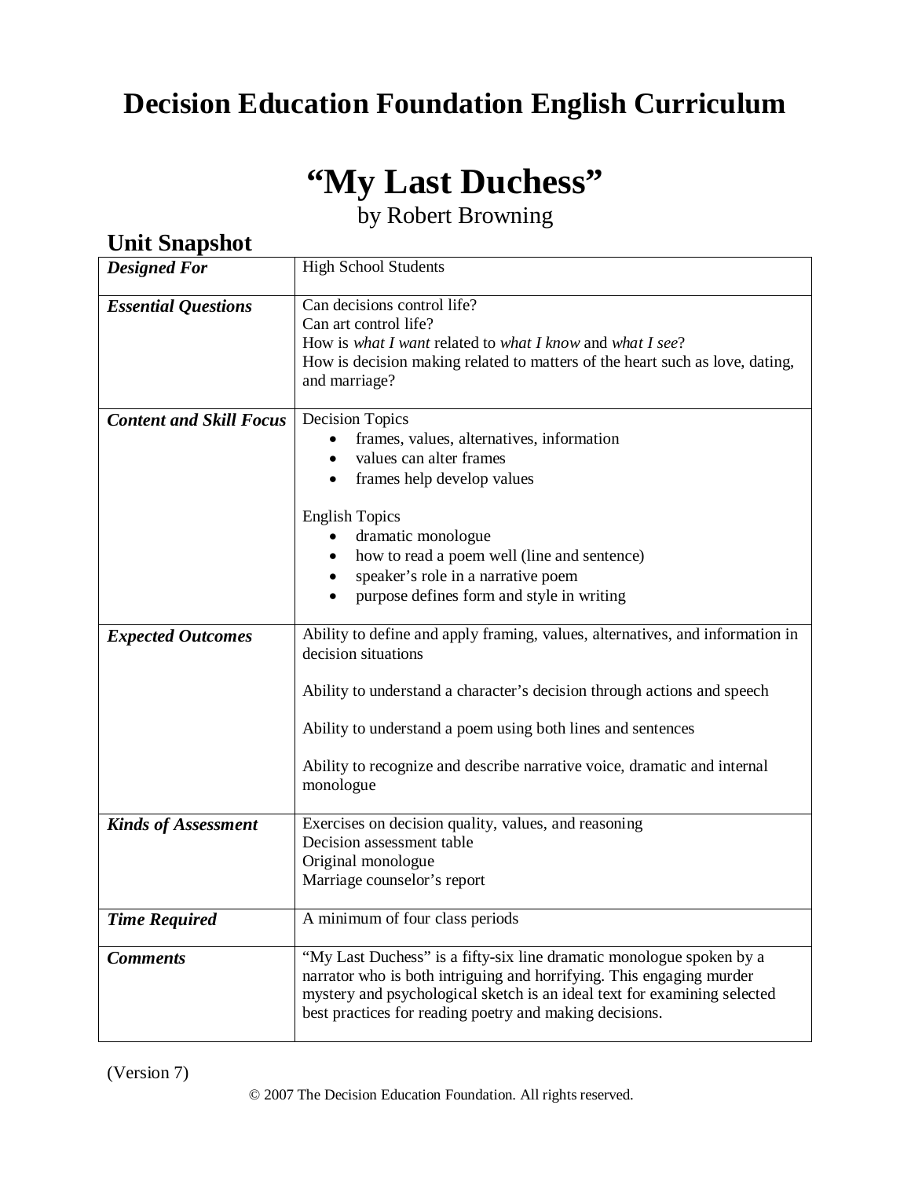# Decision Education Foundation English Curriculum

# "My Last Duchess"

by Robert Browning

## Unit Snapshot

| | |
|---|---|
| ***Designed For*** | High School Students |
| ***Essential Questions*** | Can decisions control life?<br>Can art control life?<br>How is *what I want* related to *what I know* and *what I see*?<br>How is decision making related to matters of the heart such as love, dating, and marriage? |
| ***Content and Skill Focus*** | Decision Topics<br>• frames, values, alternatives, information<br>• values can alter frames<br>• frames help develop values<br><br>English Topics<br>• dramatic monologue<br>• how to read a poem well (line and sentence)<br>• speaker's role in a narrative poem<br>• purpose defines form and style in writing |
| ***Expected Outcomes*** | Ability to define and apply framing, values, alternatives, and information in decision situations<br><br>Ability to understand a character's decision through actions and speech<br><br>Ability to understand a poem using both lines and sentences<br><br>Ability to recognize and describe narrative voice, dramatic and internal monologue |
| ***Kinds of Assessment*** | Exercises on decision quality, values, and reasoning<br>Decision assessment table<br>Original monologue<br>Marriage counselor's report |
| ***Time Required*** | A minimum of four class periods |
| ***Comments*** | "My Last Duchess" is a fifty-six line dramatic monologue spoken by a narrator who is both intriguing and horrifying. This engaging murder mystery and psychological sketch is an ideal text for examining selected best practices for reading poetry and making decisions. |

(Version 7)

© 2007 The Decision Education Foundation. All rights reserved.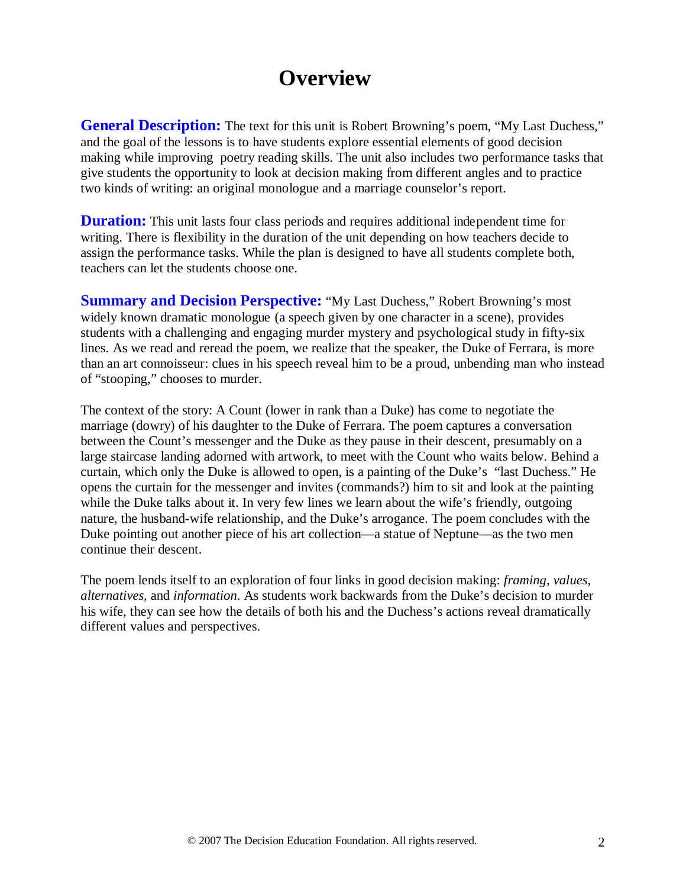# Overview

**General Description:** The text for this unit is Robert Browning's poem, "My Last Duchess," and the goal of the lessons is to have students explore essential elements of good decision making while improving poetry reading skills. The unit also includes two performance tasks that give students the opportunity to look at decision making from different angles and to practice two kinds of writing: an original monologue and a marriage counselor's report.

**Duration:** This unit lasts four class periods and requires additional independent time for writing. There is flexibility in the duration of the unit depending on how teachers decide to assign the performance tasks. While the plan is designed to have all students complete both, teachers can let the students choose one.

**Summary and Decision Perspective:** "My Last Duchess," Robert Browning's most widely known dramatic monologue (a speech given by one character in a scene), provides students with a challenging and engaging murder mystery and psychological study in fifty-six lines. As we read and reread the poem, we realize that the speaker, the Duke of Ferrara, is more than an art connoisseur: clues in his speech reveal him to be a proud, unbending man who instead of "stooping," chooses to murder.

The context of the story: A Count (lower in rank than a Duke) has come to negotiate the marriage (dowry) of his daughter to the Duke of Ferrara. The poem captures a conversation between the Count's messenger and the Duke as they pause in their descent, presumably on a large staircase landing adorned with artwork, to meet with the Count who waits below. Behind a curtain, which only the Duke is allowed to open, is a painting of the Duke's "last Duchess." He opens the curtain for the messenger and invites (commands?) him to sit and look at the painting while the Duke talks about it. In very few lines we learn about the wife's friendly, outgoing nature, the husband-wife relationship, and the Duke's arrogance. The poem concludes with the Duke pointing out another piece of his art collection—a statue of Neptune—as the two men continue their descent.

The poem lends itself to an exploration of four links in good decision making: *framing*, *values*, *alternatives,* and *information*. As students work backwards from the Duke's decision to murder his wife, they can see how the details of both his and the Duchess's actions reveal dramatically different values and perspectives.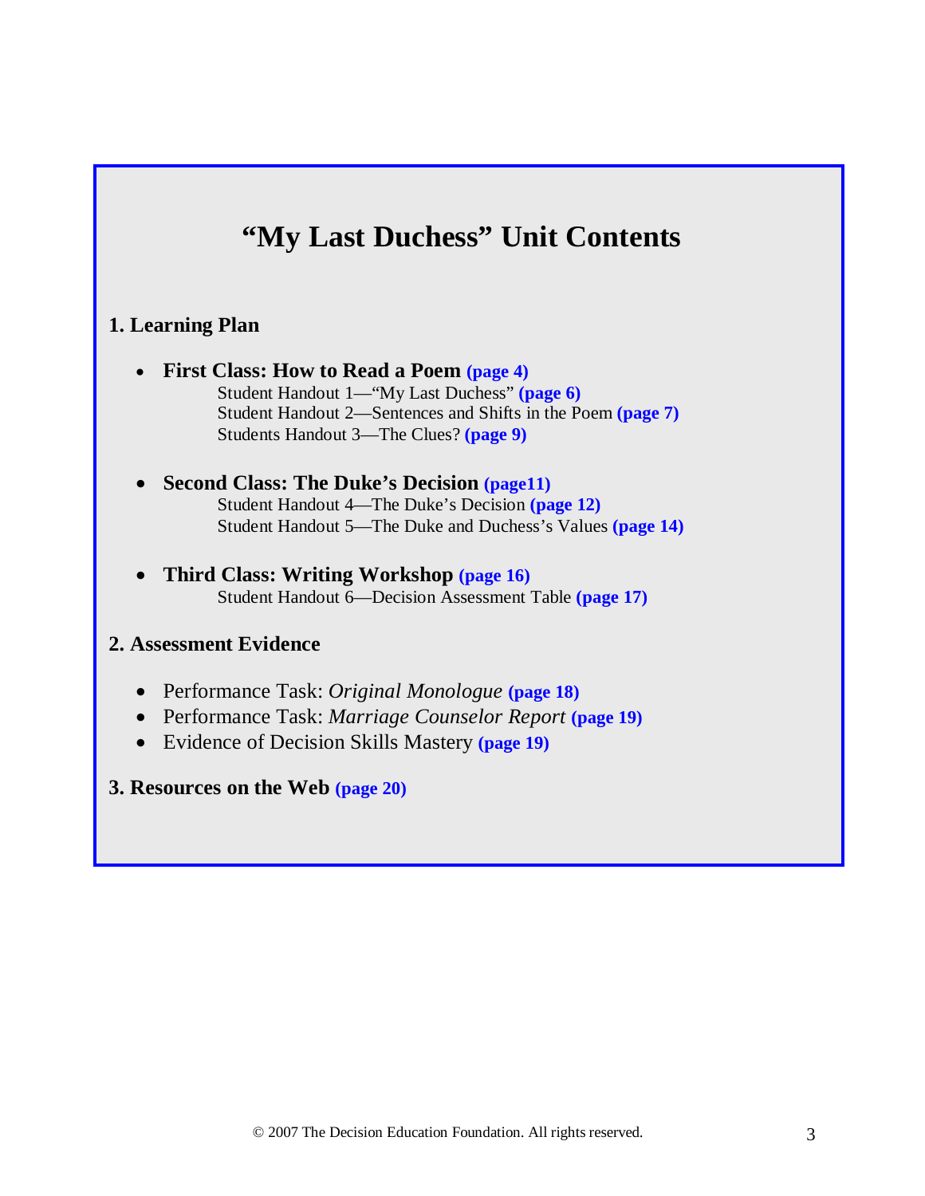# "My Last Duchess" Unit Contents

## 1. Learning Plan

- **First Class: How to Read a Poem (page 4)**
  - Student Handout 1—"My Last Duchess" **(page 6)**
  - Student Handout 2—Sentences and Shifts in the Poem **(page 7)**
  - Students Handout 3—The Clues? **(page 9)**

- **Second Class: The Duke's Decision (page11)**
  - Student Handout 4—The Duke's Decision **(page 12)**
  - Student Handout 5—The Duke and Duchess's Values **(page 14)**

- **Third Class: Writing Workshop (page 16)**
  - Student Handout 6—Decision Assessment Table **(page 17)**

## 2. Assessment Evidence

- Performance Task: *Original Monologue* **(page 18)**
- Performance Task: *Marriage Counselor Report* **(page 19)**
- Evidence of Decision Skills Mastery **(page 19)**

## 3. Resources on the Web (page 20)

© 2007 The Decision Education Foundation. All rights reserved.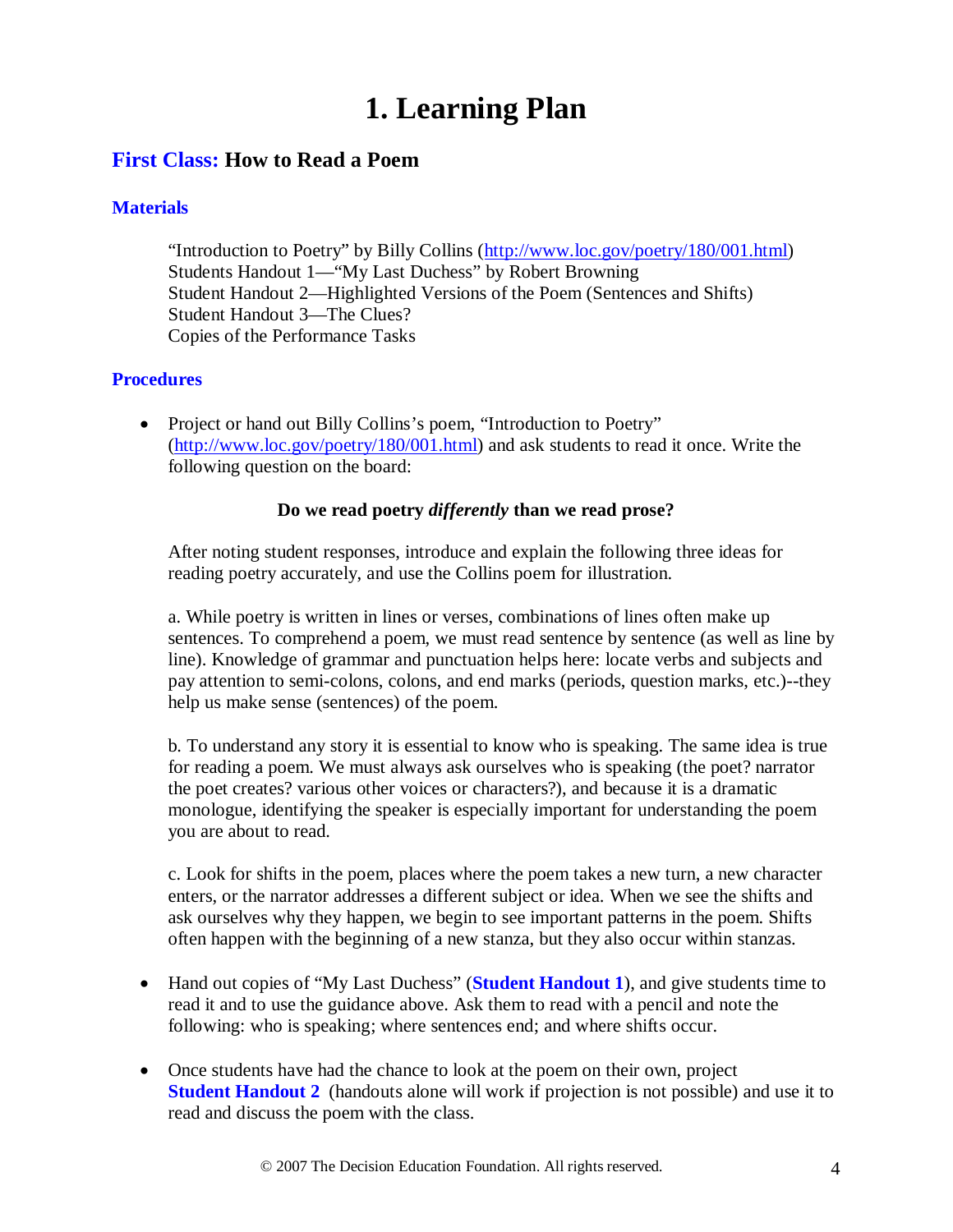# 1. Learning Plan

## First Class: How to Read a Poem

### Materials

"Introduction to Poetry" by Billy Collins (http://www.loc.gov/poetry/180/001.html)
Students Handout 1—"My Last Duchess" by Robert Browning
Student Handout 2—Highlighted Versions of the Poem (Sentences and Shifts)
Student Handout 3—The Clues?
Copies of the Performance Tasks

### Procedures

- Project or hand out Billy Collins's poem, "Introduction to Poetry" (http://www.loc.gov/poetry/180/001.html) and ask students to read it once. Write the following question on the board:

  **Do we read poetry *differently* than we read prose?**

  After noting student responses, introduce and explain the following three ideas for reading poetry accurately, and use the Collins poem for illustration.

  a. While poetry is written in lines or verses, combinations of lines often make up sentences. To comprehend a poem, we must read sentence by sentence (as well as line by line). Knowledge of grammar and punctuation helps here: locate verbs and subjects and pay attention to semi-colons, colons, and end marks (periods, question marks, etc.)--they help us make sense (sentences) of the poem.

  b. To understand any story it is essential to know who is speaking. The same idea is true for reading a poem. We must always ask ourselves who is speaking (the poet? narrator the poet creates? various other voices or characters?), and because it is a dramatic monologue, identifying the speaker is especially important for understanding the poem you are about to read.

  c. Look for shifts in the poem, places where the poem takes a new turn, a new character enters, or the narrator addresses a different subject or idea. When we see the shifts and ask ourselves why they happen, we begin to see important patterns in the poem. Shifts often happen with the beginning of a new stanza, but they also occur within stanzas.

- Hand out copies of "My Last Duchess" (**Student Handout 1**), and give students time to read it and to use the guidance above. Ask them to read with a pencil and note the following: who is speaking; where sentences end; and where shifts occur.

- Once students have had the chance to look at the poem on their own, project **Student Handout 2** (handouts alone will work if projection is not possible) and use it to read and discuss the poem with the class.

© 2007 The Decision Education Foundation. All rights reserved.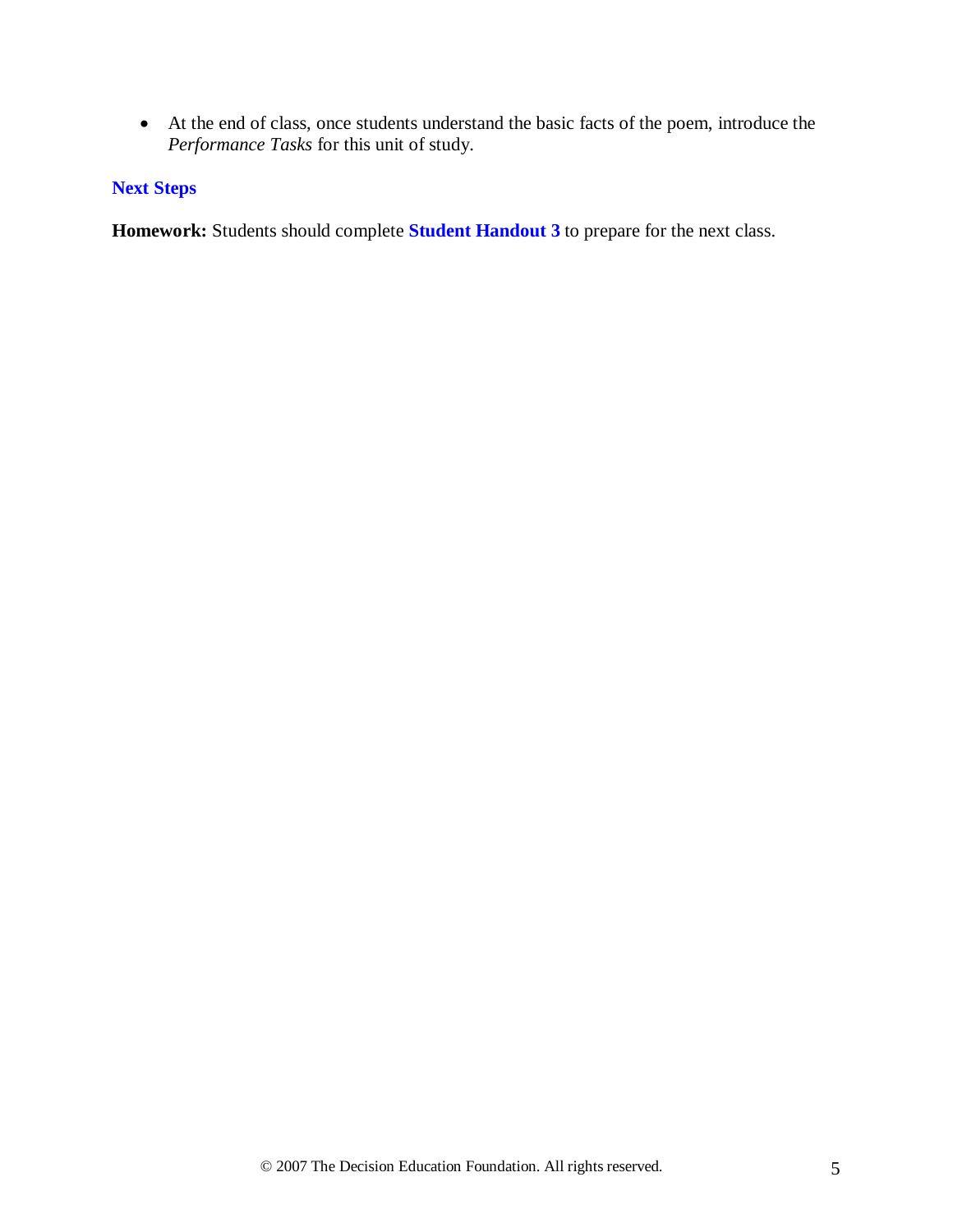- At the end of class, once students understand the basic facts of the poem, introduce the *Performance Tasks* for this unit of study.

### Next Steps

**Homework:** Students should complete **Student Handout 3** to prepare for the next class.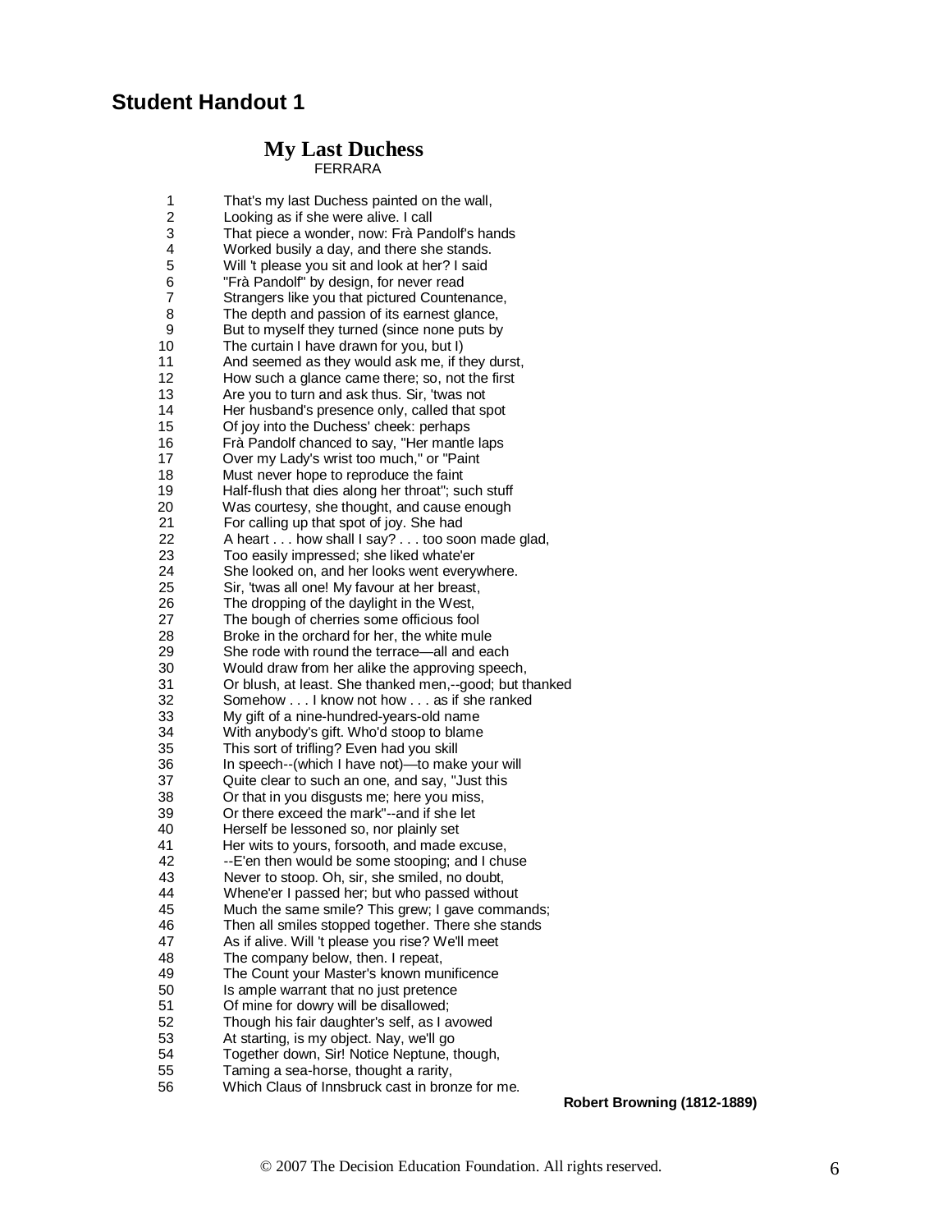## Student Handout 1

### My Last Duchess

FERRARA

1 That's my last Duchess painted on the wall,
2 Looking as if she were alive. I call
3 That piece a wonder, now: Frà Pandolf's hands
4 Worked busily a day, and there she stands.
5 Will 't please you sit and look at her? I said
6 "Frà Pandolf" by design, for never read
7 Strangers like you that pictured Countenance,
8 The depth and passion of its earnest glance,
9 But to myself they turned (since none puts by
10 The curtain I have drawn for you, but I)
11 And seemed as they would ask me, if they durst,
12 How such a glance came there; so, not the first
13 Are you to turn and ask thus. Sir, 'twas not
14 Her husband's presence only, called that spot
15 Of joy into the Duchess' cheek: perhaps
16 Frà Pandolf chanced to say, "Her mantle laps
17 Over my Lady's wrist too much," or "Paint
18 Must never hope to reproduce the faint
19 Half-flush that dies along her throat"; such stuff
20 Was courtesy, she thought, and cause enough
21 For calling up that spot of joy. She had
22 A heart . . . how shall I say? . . . too soon made glad,
23 Too easily impressed; she liked whate'er
24 She looked on, and her looks went everywhere.
25 Sir, 'twas all one! My favour at her breast,
26 The dropping of the daylight in the West,
27 The bough of cherries some officious fool
28 Broke in the orchard for her, the white mule
29 She rode with round the terrace—all and each
30 Would draw from her alike the approving speech,
31 Or blush, at least. She thanked men,--good; but thanked
32 Somehow . . . I know not how . . . as if she ranked
33 My gift of a nine-hundred-years-old name
34 With anybody's gift. Who'd stoop to blame
35 This sort of trifling? Even had you skill
36 In speech--(which I have not)—to make your will
37 Quite clear to such an one, and say, "Just this
38 Or that in you disgusts me; here you miss,
39 Or there exceed the mark"--and if she let
40 Herself be lessoned so, nor plainly set
41 Her wits to yours, forsooth, and made excuse,
42 --E'en then would be some stooping; and I chuse
43 Never to stoop. Oh, sir, she smiled, no doubt,
44 Whene'er I passed her; but who passed without
45 Much the same smile? This grew; I gave commands;
46 Then all smiles stopped together. There she stands
47 As if alive. Will 't please you rise? We'll meet
48 The company below, then. I repeat,
49 The Count your Master's known munificence
50 Is ample warrant that no just pretence
51 Of mine for dowry will be disallowed;
52 Though his fair daughter's self, as I avowed
53 At starting, is my object. Nay, we'll go
54 Together down, Sir! Notice Neptune, though,
55 Taming a sea-horse, thought a rarity,
56 Which Claus of Innsbruck cast in bronze for me.

**Robert Browning (1812-1889)**

© 2007 The Decision Education Foundation. All rights reserved.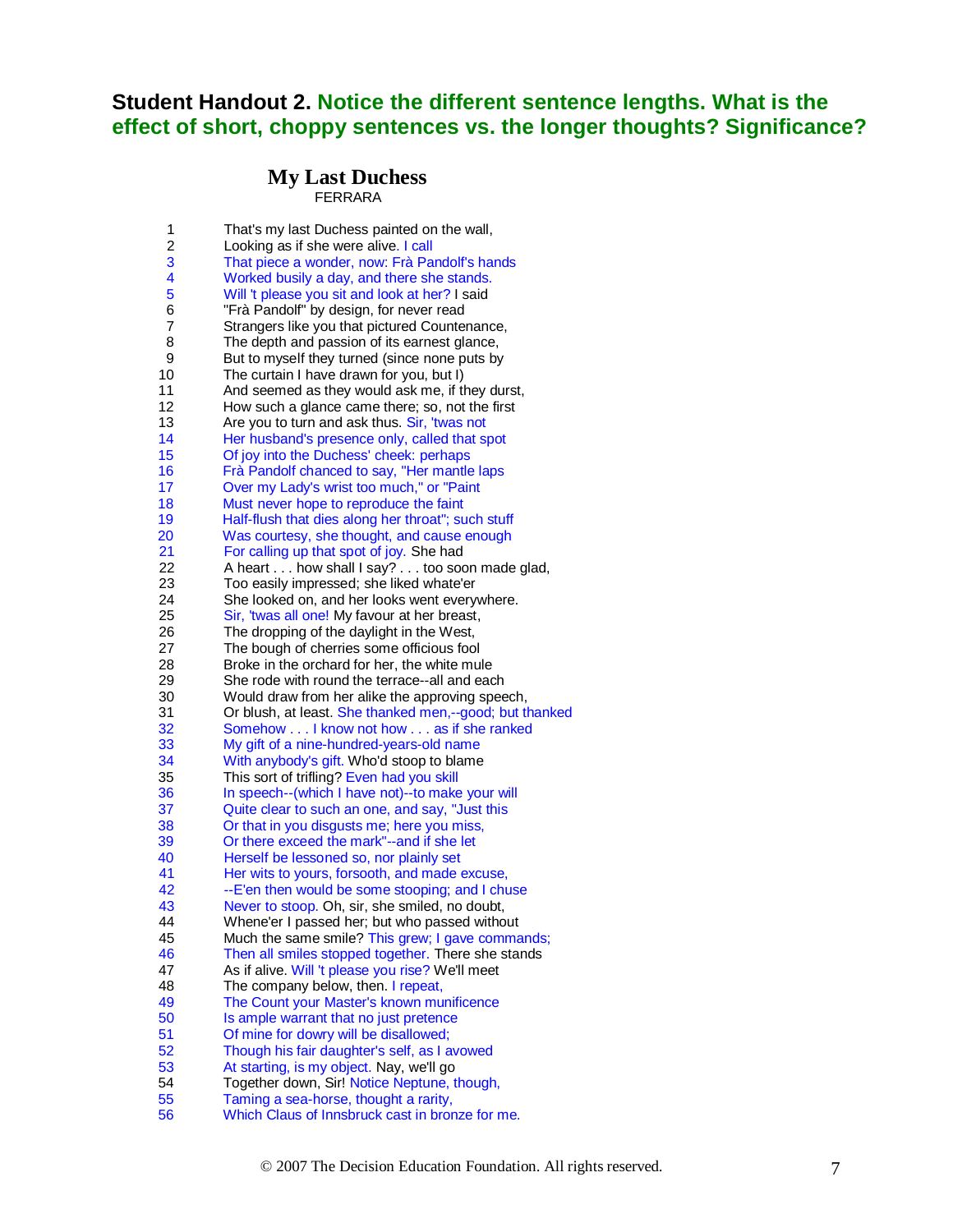## **Student Handout 2.** Notice the different sentence lengths. What is the effect of short, choppy sentences vs. the longer thoughts? Significance?

### My Last Duchess

FERRARA

1 That's my last Duchess painted on the wall,
2 Looking as if she were alive. I call
3 That piece a wonder, now: Frà Pandolf's hands
4 Worked busily a day, and there she stands.
5 Will 't please you sit and look at her? I said
6 "Frà Pandolf" by design, for never read
7 Strangers like you that pictured Countenance,
8 The depth and passion of its earnest glance,
9 But to myself they turned (since none puts by
10 The curtain I have drawn for you, but I)
11 And seemed as they would ask me, if they durst,
12 How such a glance came there; so, not the first
13 Are you to turn and ask thus. Sir, 'twas not
14 Her husband's presence only, called that spot
15 Of joy into the Duchess' cheek: perhaps
16 Frà Pandolf chanced to say, "Her mantle laps
17 Over my Lady's wrist too much," or "Paint
18 Must never hope to reproduce the faint
19 Half-flush that dies along her throat"; such stuff
20 Was courtesy, she thought, and cause enough
21 For calling up that spot of joy. She had
22 A heart . . . how shall I say? . . . too soon made glad,
23 Too easily impressed; she liked whate'er
24 She looked on, and her looks went everywhere.
25 Sir, 'twas all one! My favour at her breast,
26 The dropping of the daylight in the West,
27 The bough of cherries some officious fool
28 Broke in the orchard for her, the white mule
29 She rode with round the terrace--all and each
30 Would draw from her alike the approving speech,
31 Or blush, at least. She thanked men,--good; but thanked
32 Somehow . . . I know not how . . . as if she ranked
33 My gift of a nine-hundred-years-old name
34 With anybody's gift. Who'd stoop to blame
35 This sort of trifling? Even had you skill
36 In speech--(which I have not)--to make your will
37 Quite clear to such an one, and say, "Just this
38 Or that in you disgusts me; here you miss,
39 Or there exceed the mark"--and if she let
40 Herself be lessoned so, nor plainly set
41 Her wits to yours, forsooth, and made excuse,
42 --E'en then would be some stooping; and I chuse
43 Never to stoop. Oh, sir, she smiled, no doubt,
44 Whene'er I passed her; but who passed without
45 Much the same smile? This grew; I gave commands;
46 Then all smiles stopped together. There she stands
47 As if alive. Will 't please you rise? We'll meet
48 The company below, then. I repeat,
49 The Count your Master's known munificence
50 Is ample warrant that no just pretence
51 Of mine for dowry will be disallowed;
52 Though his fair daughter's self, as I avowed
53 At starting, is my object. Nay, we'll go
54 Together down, Sir! Notice Neptune, though,
55 Taming a sea-horse, thought a rarity,
56 Which Claus of Innsbruck cast in bronze for me.

© 2007 The Decision Education Foundation. All rights reserved.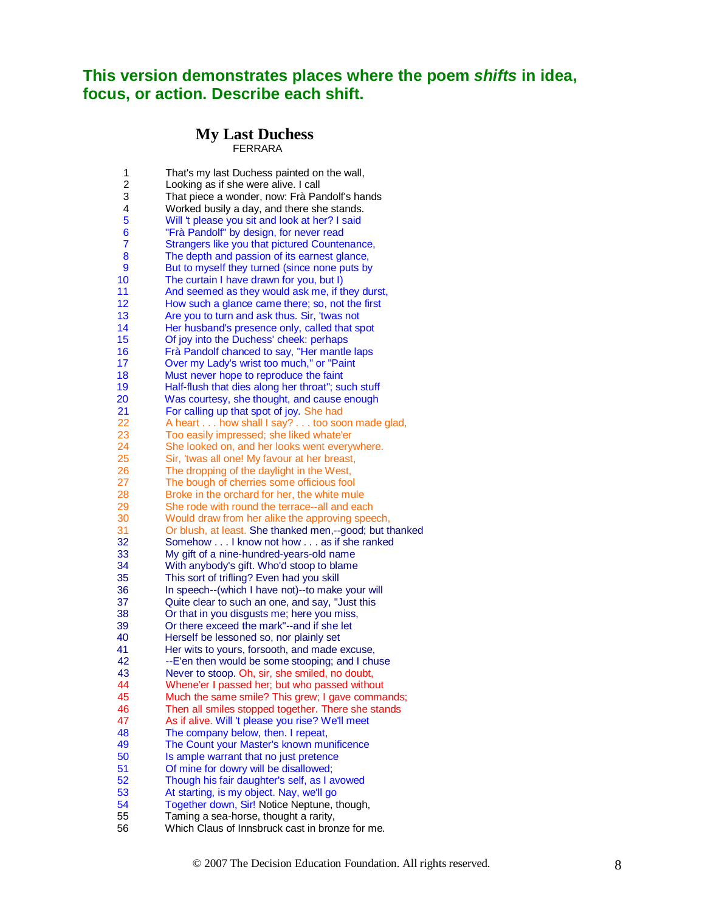## This version demonstrates places where the poem *shifts* in idea, focus, or action. Describe each shift.

### My Last Duchess

FERRARA

1 That's my last Duchess painted on the wall,
2 Looking as if she were alive. I call
3 That piece a wonder, now: Frà Pandolf's hands
4 Worked busily a day, and there she stands.
5 Will 't please you sit and look at her? I said
6 "Frà Pandolf" by design, for never read
7 Strangers like you that pictured Countenance,
8 The depth and passion of its earnest glance,
9 But to myself they turned (since none puts by
10 The curtain I have drawn for you, but I)
11 And seemed as they would ask me, if they durst,
12 How such a glance came there; so, not the first
13 Are you to turn and ask thus. Sir, 'twas not
14 Her husband's presence only, called that spot
15 Of joy into the Duchess' cheek: perhaps
16 Frà Pandolf chanced to say, "Her mantle laps
17 Over my Lady's wrist too much," or "Paint
18 Must never hope to reproduce the faint
19 Half-flush that dies along her throat"; such stuff
20 Was courtesy, she thought, and cause enough
21 For calling up that spot of joy. She had
22 A heart . . . how shall I say? . . . too soon made glad,
23 Too easily impressed; she liked whate'er
24 She looked on, and her looks went everywhere.
25 Sir, 'twas all one! My favour at her breast,
26 The dropping of the daylight in the West,
27 The bough of cherries some officious fool
28 Broke in the orchard for her, the white mule
29 She rode with round the terrace--all and each
30 Would draw from her alike the approving speech,
31 Or blush, at least. She thanked men,--good; but thanked
32 Somehow . . . I know not how . . . as if she ranked
33 My gift of a nine-hundred-years-old name
34 With anybody's gift. Who'd stoop to blame
35 This sort of trifling? Even had you skill
36 In speech--(which I have not)--to make your will
37 Quite clear to such an one, and say, "Just this
38 Or that in you disgusts me; here you miss,
39 Or there exceed the mark"--and if she let
40 Herself be lessoned so, nor plainly set
41 Her wits to yours, forsooth, and made excuse,
42 --E'en then would be some stooping; and I chuse
43 Never to stoop. Oh, sir, she smiled, no doubt,
44 Whene'er I passed her; but who passed without
45 Much the same smile? This grew; I gave commands;
46 Then all smiles stopped together. There she stands
47 As if alive. Will 't please you rise? We'll meet
48 The company below, then. I repeat,
49 The Count your Master's known munificence
50 Is ample warrant that no just pretence
51 Of mine for dowry will be disallowed;
52 Though his fair daughter's self, as I avowed
53 At starting, is my object. Nay, we'll go
54 Together down, Sir! Notice Neptune, though,
55 Taming a sea-horse, thought a rarity,
56 Which Claus of Innsbruck cast in bronze for me.

© 2007 The Decision Education Foundation. All rights reserved.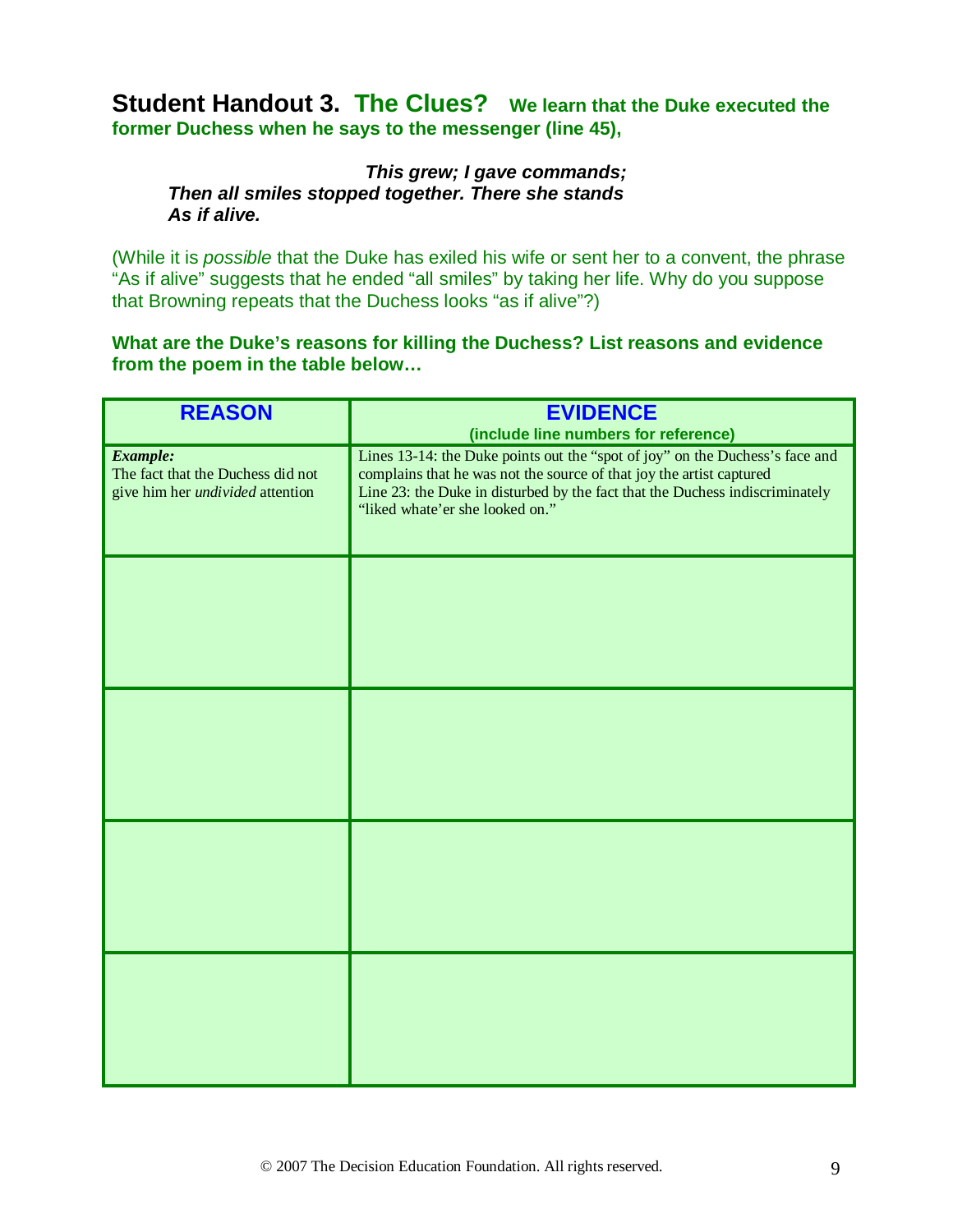## **Student Handout 3. The Clues?** **We learn that the Duke executed the former Duchess when he says to the messenger (line 45),**

> ***This grew; I gave commands;***
> ***Then all smiles stopped together. There she stands***
> ***As if alive.***

(While it is *possible* that the Duke has exiled his wife or sent her to a convent, the phrase "As if alive" suggests that he ended "all smiles" by taking her life. Why do you suppose that Browning repeats that the Duchess looks "as if alive"?)

**What are the Duke's reasons for killing the Duchess? List reasons and evidence from the poem in the table below…**

| **REASON** | **EVIDENCE** (include line numbers for reference) |
|---|---|
| ***Example:*** The fact that the Duchess did not give him her *undivided* attention | Lines 13-14: the Duke points out the "spot of joy" on the Duchess's face and complains that he was not the source of that joy the artist captured<br>Line 23: the Duke in disturbed by the fact that the Duchess indiscriminately "liked whate'er she looked on." |
| | |
| | |
| | |
| | |

© 2007 The Decision Education Foundation. All rights reserved.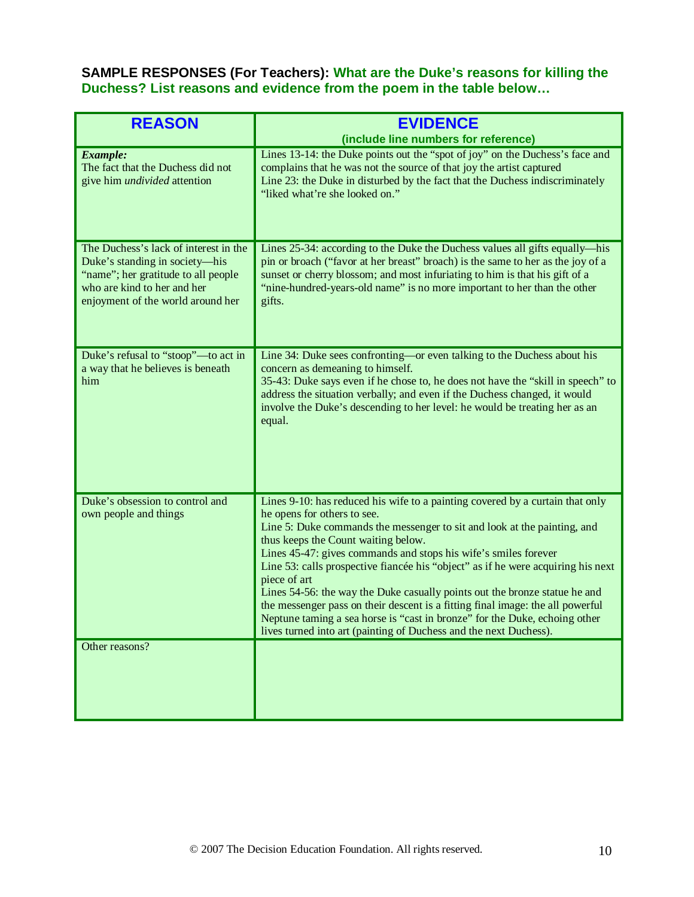**SAMPLE RESPONSES (For Teachers): What are the Duke's reasons for killing the Duchess? List reasons and evidence from the poem in the table below…**

| REASON | EVIDENCE (include line numbers for reference) |
|---|---|
| ***Example:*** The fact that the Duchess did not give him *undivided* attention | Lines 13-14: the Duke points out the "spot of joy" on the Duchess's face and complains that he was not the source of that joy the artist captured<br>Line 23: the Duke in disturbed by the fact that the Duchess indiscriminately "liked what're she looked on." |
| The Duchess's lack of interest in the Duke's standing in society—his "name"; her gratitude to all people who are kind to her and her enjoyment of the world around her | Lines 25-34: according to the Duke the Duchess values all gifts equally—his pin or broach ("favor at her breast" broach) is the same to her as the joy of a sunset or cherry blossom; and most infuriating to him is that his gift of a "nine-hundred-years-old name" is no more important to her than the other gifts. |
| Duke's refusal to "stoop"—to act in a way that he believes is beneath him | Line 34: Duke sees confronting—or even talking to the Duchess about his concern as demeaning to himself.<br>35-43: Duke says even if he chose to, he does not have the "skill in speech" to address the situation verbally; and even if the Duchess changed, it would involve the Duke's descending to her level: he would be treating her as an equal. |
| Duke's obsession to control and own people and things | Lines 9-10: has reduced his wife to a painting covered by a curtain that only he opens for others to see.<br>Line 5: Duke commands the messenger to sit and look at the painting, and thus keeps the Count waiting below.<br>Lines 45-47: gives commands and stops his wife's smiles forever<br>Line 53: calls prospective fiancée his "object" as if he were acquiring his next piece of art<br>Lines 54-56: the way the Duke casually points out the bronze statue he and the messenger pass on their descent is a fitting final image: the all powerful Neptune taming a sea horse is "cast in bronze" for the Duke, echoing other lives turned into art (painting of Duchess and the next Duchess). |
| Other reasons? | |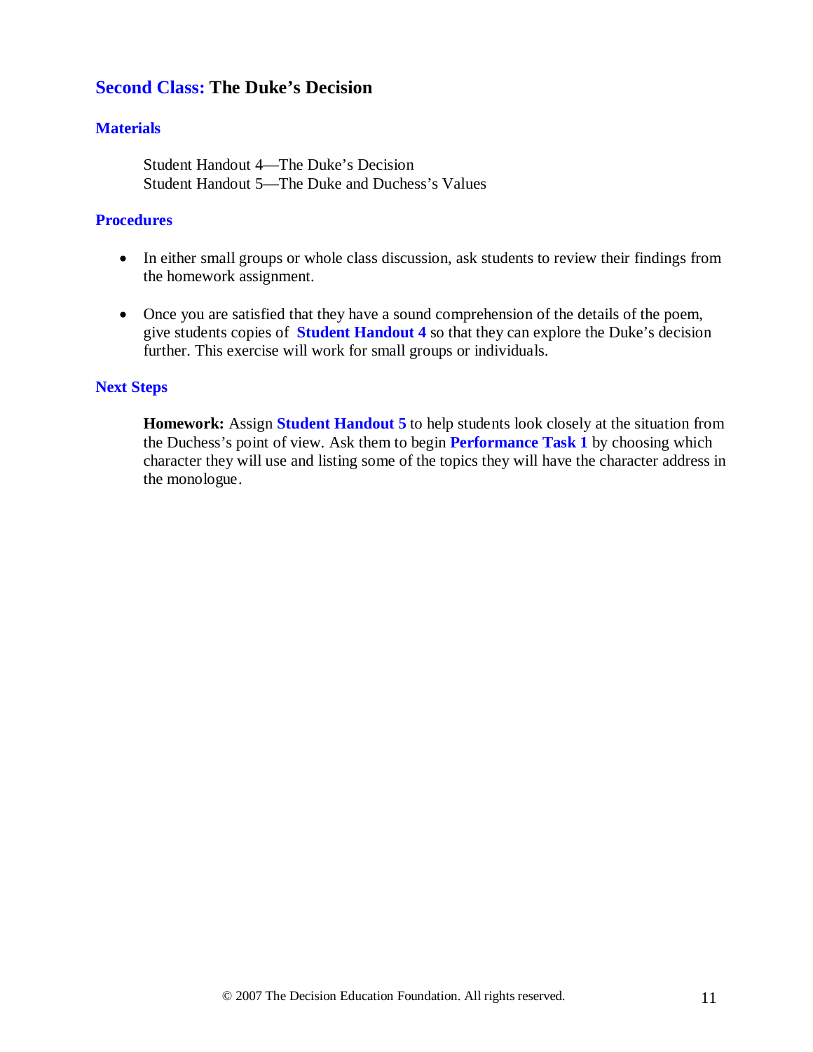## Second Class: The Duke's Decision

### Materials

Student Handout 4—The Duke's Decision
Student Handout 5—The Duke and Duchess's Values

### Procedures

- In either small groups or whole class discussion, ask students to review their findings from the homework assignment.

- Once you are satisfied that they have a sound comprehension of the details of the poem, give students copies of **Student Handout 4** so that they can explore the Duke's decision further. This exercise will work for small groups or individuals.

### Next Steps

**Homework:** Assign **Student Handout 5** to help students look closely at the situation from the Duchess's point of view. Ask them to begin **Performance Task 1** by choosing which character they will use and listing some of the topics they will have the character address in the monologue.

© 2007 The Decision Education Foundation. All rights reserved.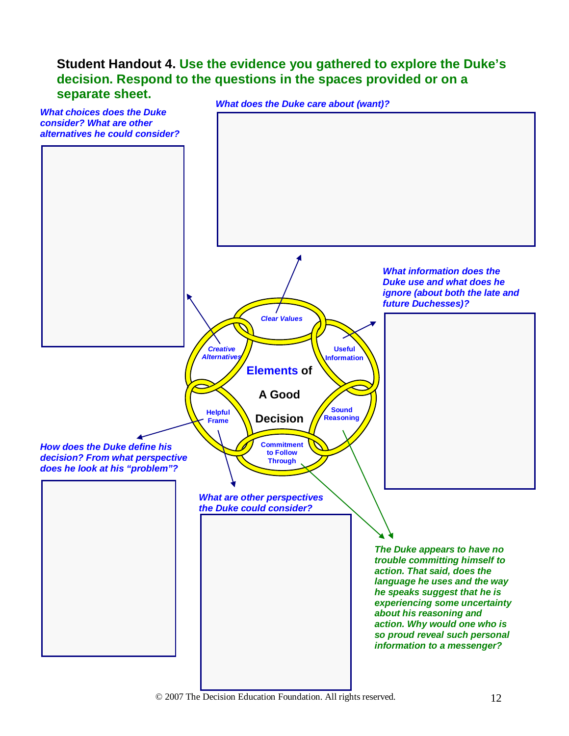**Student Handout 4.** **Use the evidence you gathered to explore the Duke's decision. Respond to the questions in the spaces provided or on a separate sheet.**

***What choices does the Duke consider? What are other alternatives he could consider?***

***What does the Duke care about (want)?***

***What information does the Duke use and what does he ignore (about both the late and future Duchesses)?***

Clear Values

Creative Alternatives

Useful Information

**Elements of A Good Decision**

Helpful Frame

Sound Reasoning

Commitment to Follow Through

***How does the Duke define his decision? From what perspective does he look at his "problem"?***

***What are other perspectives the Duke could consider?***

***The Duke appears to have no trouble committing himself to action. That said, does the language he uses and the way he speaks suggest that he is experiencing some uncertainty about his reasoning and action. Why would one who is so proud reveal such personal information to a messenger?***

© 2007 The Decision Education Foundation. All rights reserved.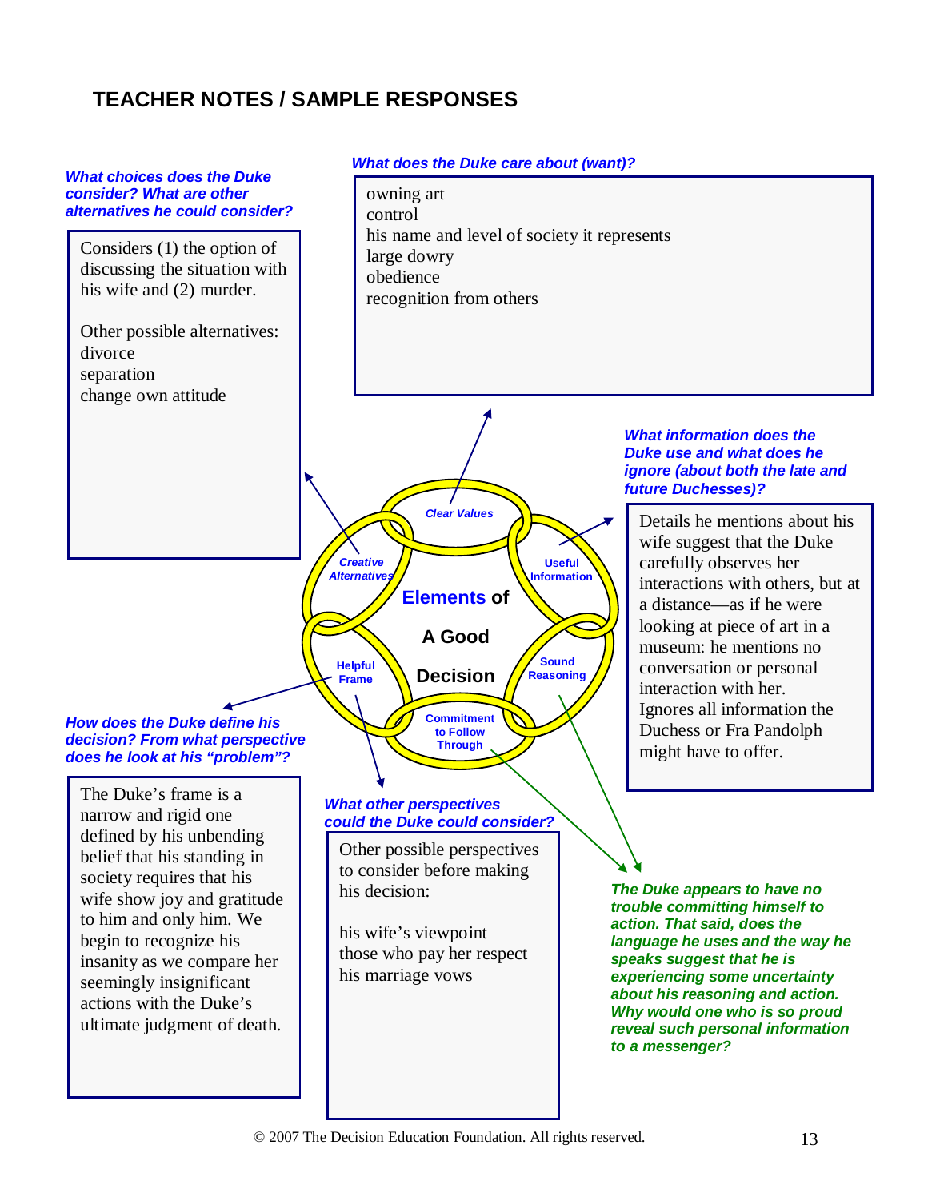## TEACHER NOTES / SAMPLE RESPONSES

***What does the Duke care about (want)?***

owning art
control
his name and level of society it represents
large dowry
obedience
recognition from others

***What choices does the Duke consider? What are other alternatives he could consider?***

Considers (1) the option of discussing the situation with his wife and (2) murder.

Other possible alternatives:
divorce
separation
change own attitude

***What information does the Duke use and what does he ignore (about both the late and future Duchesses)?***

Details he mentions about his wife suggest that the Duke carefully observes her interactions with others, but at a distance—as if he were looking at piece of art in a museum: he mentions no conversation or personal interaction with her.
Ignores all information the Duchess or Fra Pandolph might have to offer.

**Elements of A Good Decision**

- Clear Values
- Useful Information
- Sound Reasoning
- Commitment to Follow Through
- Helpful Frame
- Creative Alternatives

***How does the Duke define his decision? From what perspective does he look at his "problem"?***

The Duke's frame is a narrow and rigid one defined by his unbending belief that his standing in society requires that his wife show joy and gratitude to him and only him. We begin to recognize his insanity as we compare her seemingly insignificant actions with the Duke's ultimate judgment of death.

***What other perspectives could the Duke could consider?***

Other possible perspectives to consider before making his decision:

his wife's viewpoint
those who pay her respect
his marriage vows

***The Duke appears to have no trouble committing himself to action. That said, does the language he uses and the way he speaks suggest that he is experiencing some uncertainty about his reasoning and action. Why would one who is so proud reveal such personal information to a messenger?***

© 2007 The Decision Education Foundation. All rights reserved.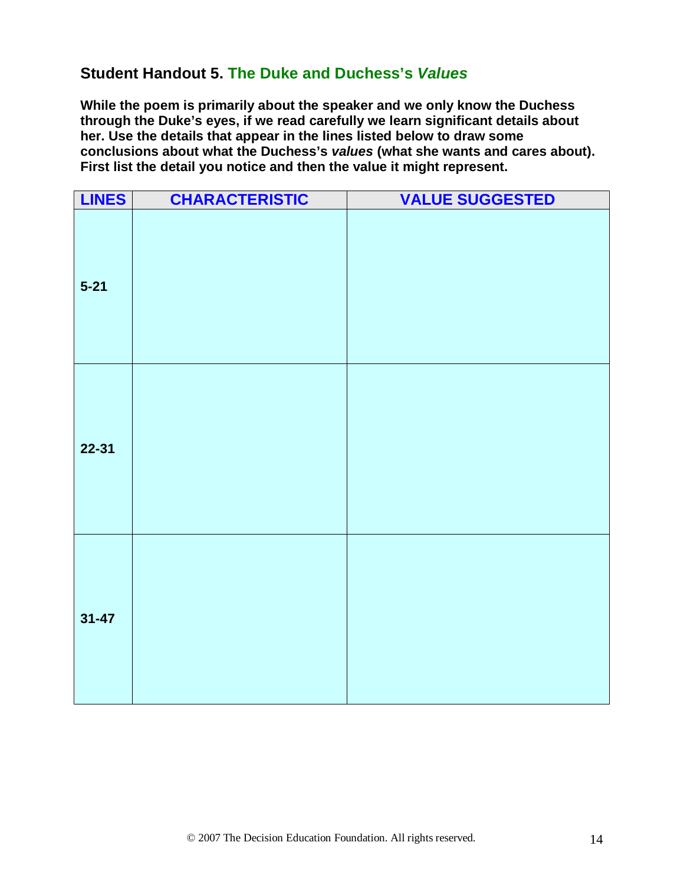## Student Handout 5. The Duke and Duchess's *Values*

**While the poem is primarily about the speaker and we only know the Duchess through the Duke's eyes, if we read carefully we learn significant details about her. Use the details that appear in the lines listed below to draw some conclusions about what the Duchess's *values* (what she wants and cares about). First list the detail you notice and then the value it might represent.**

| LINES | CHARACTERISTIC | VALUE SUGGESTED |
|---|---|---|
| **5-21** | | |
| **22-31** | | |
| **31-47** | | |

© 2007 The Decision Education Foundation. All rights reserved.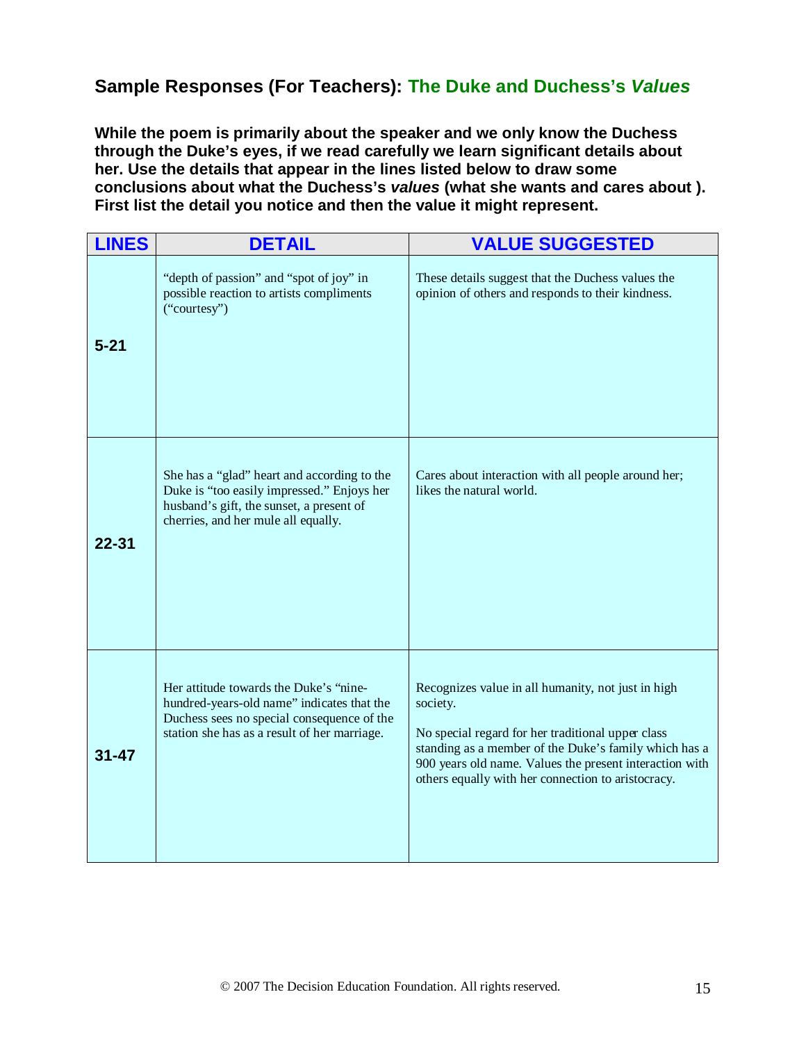## Sample Responses (For Teachers): The Duke and Duchess's *Values*

**While the poem is primarily about the speaker and we only know the Duchess through the Duke's eyes, if we read carefully we learn significant details about her. Use the details that appear in the lines listed below to draw some conclusions about what the Duchess's *values* (what she wants and cares about ). First list the detail you notice and then the value it might represent.**

| LINES | DETAIL | VALUE SUGGESTED |
|---|---|---|
| **5-21** | "depth of passion" and "spot of joy" in possible reaction to artists compliments ("courtesy") | These details suggest that the Duchess values the opinion of others and responds to their kindness. |
| **22-31** | She has a "glad" heart and according to the Duke is "too easily impressed." Enjoys her husband's gift, the sunset, a present of cherries, and her mule all equally. | Cares about interaction with all people around her; likes the natural world. |
| **31-47** | Her attitude towards the Duke's "nine-hundred-years-old name" indicates that the Duchess sees no special consequence of the station she has as a result of her marriage. | Recognizes value in all humanity, not just in high society.<br><br>No special regard for her traditional upper class standing as a member of the Duke's family which has a 900 years old name. Values the present interaction with others equally with her connection to aristocracy. |

© 2007 The Decision Education Foundation. All rights reserved.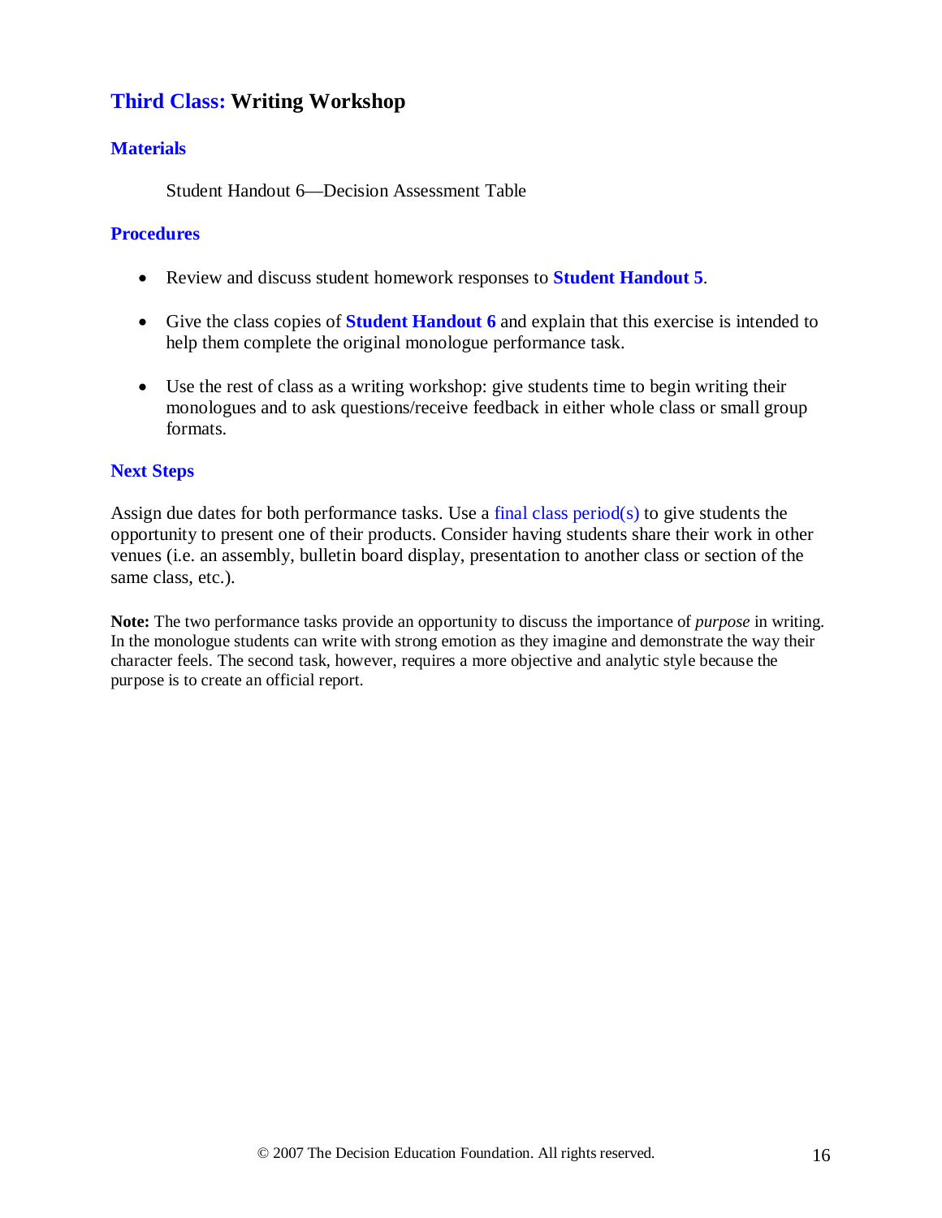## Third Class: Writing Workshop

### Materials

Student Handout 6—Decision Assessment Table

### Procedures

- Review and discuss student homework responses to **Student Handout 5**.
- Give the class copies of **Student Handout 6** and explain that this exercise is intended to help them complete the original monologue performance task.
- Use the rest of class as a writing workshop: give students time to begin writing their monologues and to ask questions/receive feedback in either whole class or small group formats.

### Next Steps

Assign due dates for both performance tasks. Use a final class period(s) to give students the opportunity to present one of their products. Consider having students share their work in other venues (i.e. an assembly, bulletin board display, presentation to another class or section of the same class, etc.).

**Note:** The two performance tasks provide an opportunity to discuss the importance of *purpose* in writing. In the monologue students can write with strong emotion as they imagine and demonstrate the way their character feels. The second task, however, requires a more objective and analytic style because the purpose is to create an official report.

© 2007 The Decision Education Foundation. All rights reserved.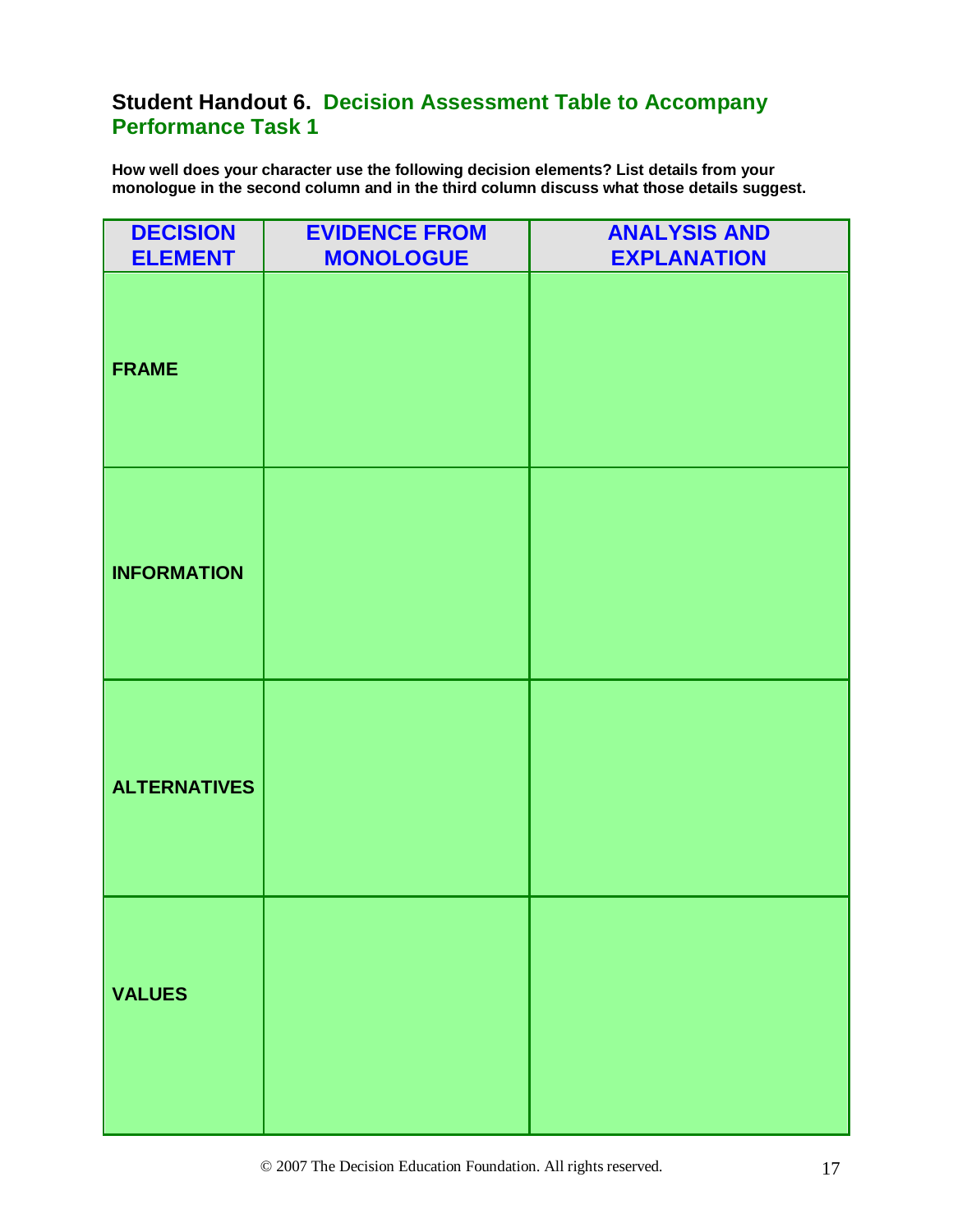## Student Handout 6. Decision Assessment Table to Accompany Performance Task 1

**How well does your character use the following decision elements? List details from your monologue in the second column and in the third column discuss what those details suggest.**

| DECISION ELEMENT | EVIDENCE FROM MONOLOGUE | ANALYSIS AND EXPLANATION |
| --- | --- | --- |
| **FRAME** | | |
| **INFORMATION** | | |
| **ALTERNATIVES** | | |
| **VALUES** | | |

© 2007 The Decision Education Foundation. All rights reserved.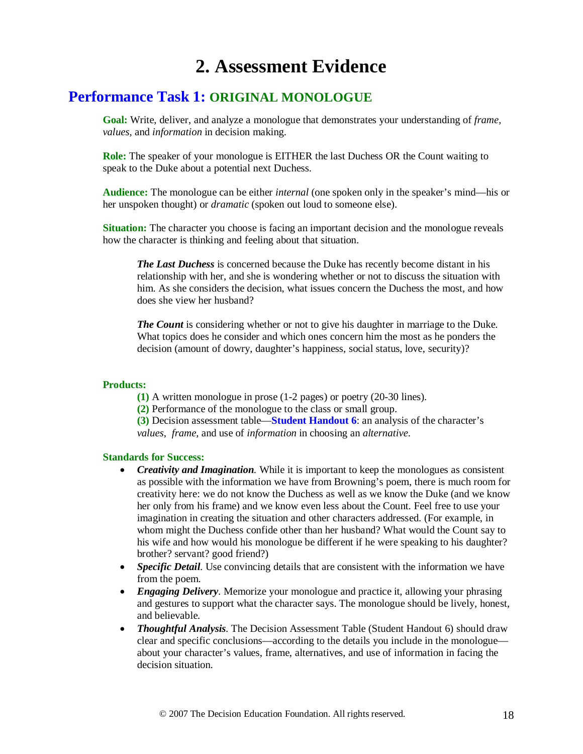# 2. Assessment Evidence

## Performance Task 1: ORIGINAL MONOLOGUE

**Goal:** Write, deliver, and analyze a monologue that demonstrates your understanding of *frame, values,* and *information* in decision making.

**Role:** The speaker of your monologue is EITHER the last Duchess OR the Count waiting to speak to the Duke about a potential next Duchess.

**Audience:** The monologue can be either *internal* (one spoken only in the speaker's mind—his or her unspoken thought) or *dramatic* (spoken out loud to someone else).

**Situation:** The character you choose is facing an important decision and the monologue reveals how the character is thinking and feeling about that situation.

> ***The Last Duchess*** is concerned because the Duke has recently become distant in his relationship with her, and she is wondering whether or not to discuss the situation with him. As she considers the decision, what issues concern the Duchess the most, and how does she view her husband?
>
> ***The Count*** is considering whether or not to give his daughter in marriage to the Duke. What topics does he consider and which ones concern him the most as he ponders the decision (amount of dowry, daughter's happiness, social status, love, security)?

**Products:**

**(1)** A written monologue in prose (1-2 pages) or poetry (20-30 lines).
**(2)** Performance of the monologue to the class or small group.
**(3)** Decision assessment table—**Student Handout 6**: an analysis of the character's *values*, *frame,* and use of *information* in choosing an *alternative.*

**Standards for Success:**

- ***Creativity and Imagination.*** While it is important to keep the monologues as consistent as possible with the information we have from Browning's poem, there is much room for creativity here: we do not know the Duchess as well as we know the Duke (and we know her only from his frame) and we know even less about the Count. Feel free to use your imagination in creating the situation and other characters addressed. (For example, in whom might the Duchess confide other than her husband? What would the Count say to his wife and how would his monologue be different if he were speaking to his daughter? brother? servant? good friend?)
- ***Specific Detail***. Use convincing details that are consistent with the information we have from the poem.
- ***Engaging Delivery***. Memorize your monologue and practice it, allowing your phrasing and gestures to support what the character says. The monologue should be lively, honest, and believable.
- ***Thoughtful Analysis***. The Decision Assessment Table (Student Handout 6) should draw clear and specific conclusions—according to the details you include in the monologue—about your character's values, frame, alternatives, and use of information in facing the decision situation.

© 2007 The Decision Education Foundation. All rights reserved.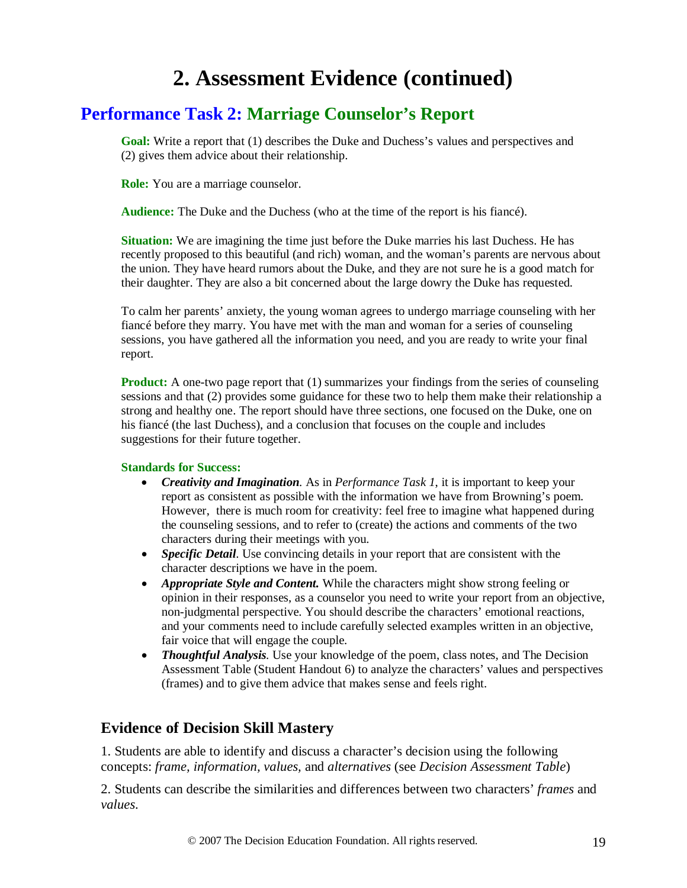# 2. Assessment Evidence (continued)

## Performance Task 2: Marriage Counselor's Report

**Goal:** Write a report that (1) describes the Duke and Duchess's values and perspectives and (2) gives them advice about their relationship.

**Role:** You are a marriage counselor.

**Audience:** The Duke and the Duchess (who at the time of the report is his fiancé).

**Situation:** We are imagining the time just before the Duke marries his last Duchess. He has recently proposed to this beautiful (and rich) woman, and the woman's parents are nervous about the union. They have heard rumors about the Duke, and they are not sure he is a good match for their daughter. They are also a bit concerned about the large dowry the Duke has requested.

To calm her parents' anxiety, the young woman agrees to undergo marriage counseling with her fiancé before they marry. You have met with the man and woman for a series of counseling sessions, you have gathered all the information you need, and you are ready to write your final report.

**Product:** A one-two page report that (1) summarizes your findings from the series of counseling sessions and that (2) provides some guidance for these two to help them make their relationship a strong and healthy one. The report should have three sections, one focused on the Duke, one on his fiancé (the last Duchess), and a conclusion that focuses on the couple and includes suggestions for their future together.

**Standards for Success:**

- ***Creativity and Imagination.*** As in *Performance Task 1*, it is important to keep your report as consistent as possible with the information we have from Browning's poem. However, there is much room for creativity: feel free to imagine what happened during the counseling sessions, and to refer to (create) the actions and comments of the two characters during their meetings with you.
- ***Specific Detail***. Use convincing details in your report that are consistent with the character descriptions we have in the poem.
- ***Appropriate Style and Content.*** While the characters might show strong feeling or opinion in their responses, as a counselor you need to write your report from an objective, non-judgmental perspective. You should describe the characters' emotional reactions, and your comments need to include carefully selected examples written in an objective, fair voice that will engage the couple.
- ***Thoughtful Analysis***. Use your knowledge of the poem, class notes, and The Decision Assessment Table (Student Handout 6) to analyze the characters' values and perspectives (frames) and to give them advice that makes sense and feels right.

### Evidence of Decision Skill Mastery

1. Students are able to identify and discuss a character's decision using the following concepts: *frame, information, values,* and *alternatives* (see *Decision Assessment Table*)

2. Students can describe the similarities and differences between two characters' *frames* and *values.*

© 2007 The Decision Education Foundation. All rights reserved.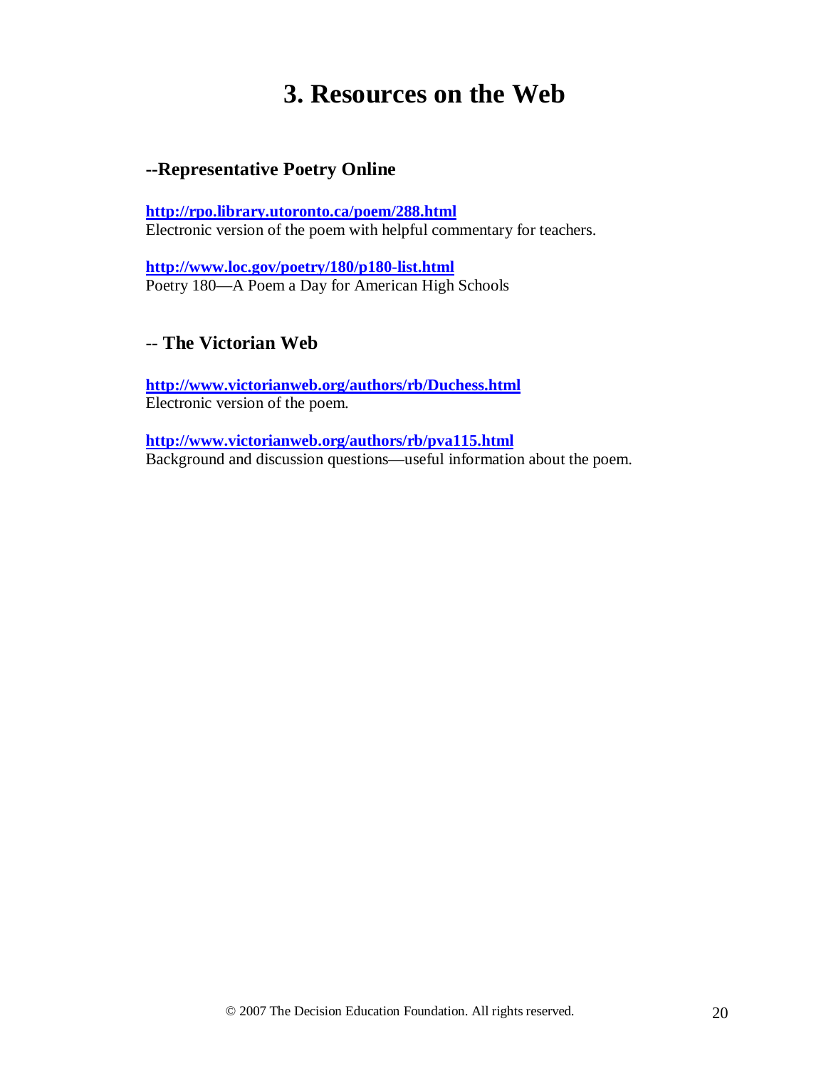# 3. Resources on the Web

## --Representative Poetry Online

**[http://rpo.library.utoronto.ca/poem/288.html](http://rpo.library.utoronto.ca/poem/288.html)**
Electronic version of the poem with helpful commentary for teachers.

**[http://www.loc.gov/poetry/180/p180-list.html](http://www.loc.gov/poetry/180/p180-list.html)**
Poetry 180—A Poem a Day for American High Schools

## -- The Victorian Web

**[http://www.victorianweb.org/authors/rb/Duchess.html](http://www.victorianweb.org/authors/rb/Duchess.html)**
Electronic version of the poem.

**[http://www.victorianweb.org/authors/rb/pva115.html](http://www.victorianweb.org/authors/rb/pva115.html)**
Background and discussion questions—useful information about the poem.

© 2007 The Decision Education Foundation. All rights reserved.